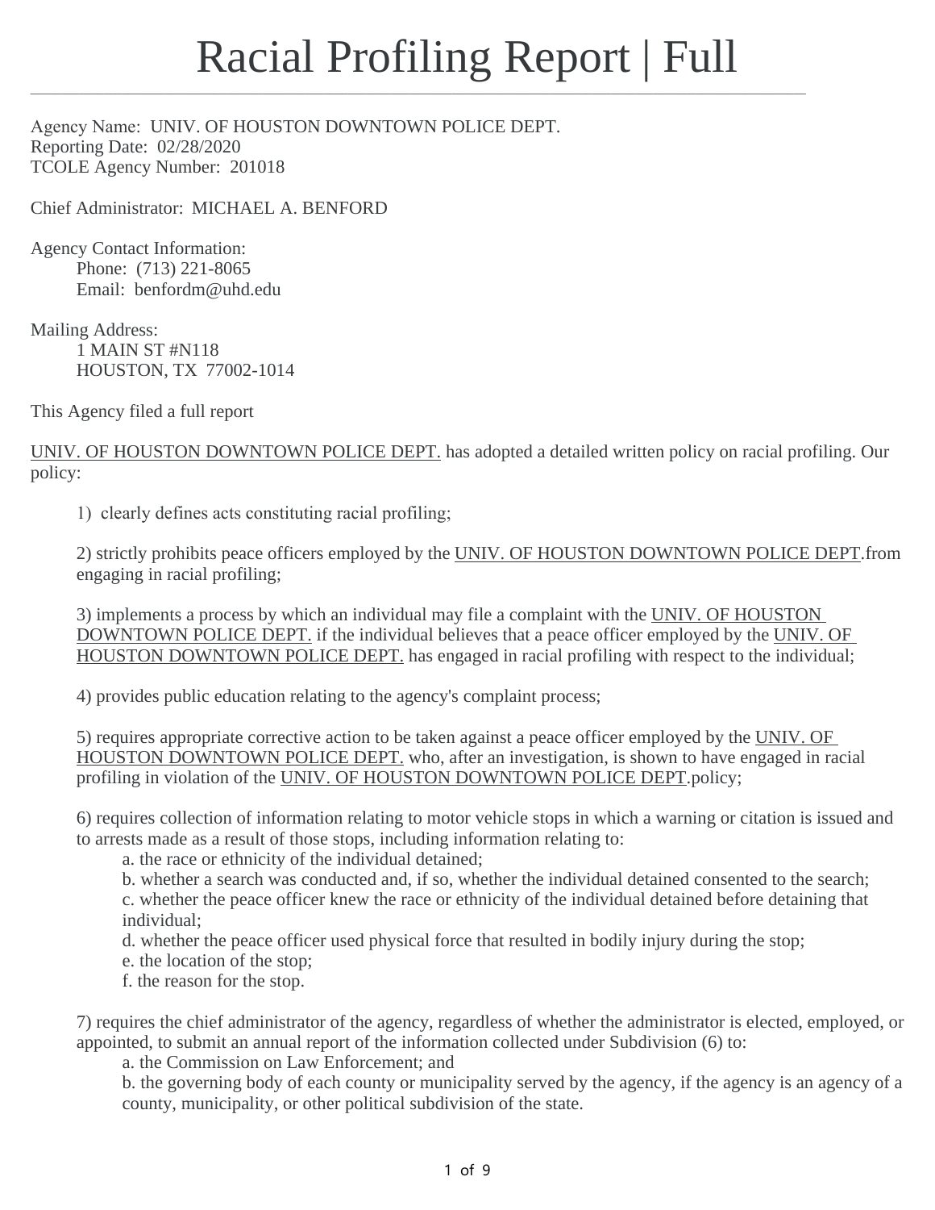# Racial Profiling Report | Full

Agency Name: UNIV. OF HOUSTON DOWNTOWN POLICE DEPT.
Reporting Date: 02/28/2020
TCOLE Agency Number: 201018

Chief Administrator: MICHAEL A. BENFORD

Agency Contact Information:
Phone: (713) 221-8065
Email: benfordm@uhd.edu

Mailing Address:
1 MAIN ST #N118
HOUSTON, TX 77002-1014

This Agency filed a full report

UNIV. OF HOUSTON DOWNTOWN POLICE DEPT. has adopted a detailed written policy on racial profiling. Our policy:

1) clearly defines acts constituting racial profiling;

2) strictly prohibits peace officers employed by the UNIV. OF HOUSTON DOWNTOWN POLICE DEPT.from engaging in racial profiling;

3) implements a process by which an individual may file a complaint with the UNIV. OF HOUSTON DOWNTOWN POLICE DEPT. if the individual believes that a peace officer employed by the UNIV. OF HOUSTON DOWNTOWN POLICE DEPT. has engaged in racial profiling with respect to the individual;

4) provides public education relating to the agency's complaint process;

5) requires appropriate corrective action to be taken against a peace officer employed by the UNIV. OF HOUSTON DOWNTOWN POLICE DEPT. who, after an investigation, is shown to have engaged in racial profiling in violation of the UNIV. OF HOUSTON DOWNTOWN POLICE DEPT.policy;

6) requires collection of information relating to motor vehicle stops in which a warning or citation is issued and to arrests made as a result of those stops, including information relating to:

a. the race or ethnicity of the individual detained;
b. whether a search was conducted and, if so, whether the individual detained consented to the search;
c. whether the peace officer knew the race or ethnicity of the individual detained before detaining that individual;
d. whether the peace officer used physical force that resulted in bodily injury during the stop;
e. the location of the stop;
f. the reason for the stop.

7) requires the chief administrator of the agency, regardless of whether the administrator is elected, employed, or appointed, to submit an annual report of the information collected under Subdivision (6) to:

a. the Commission on Law Enforcement; and
b. the governing body of each county or municipality served by the agency, if the agency is an agency of a county, municipality, or other political subdivision of the state.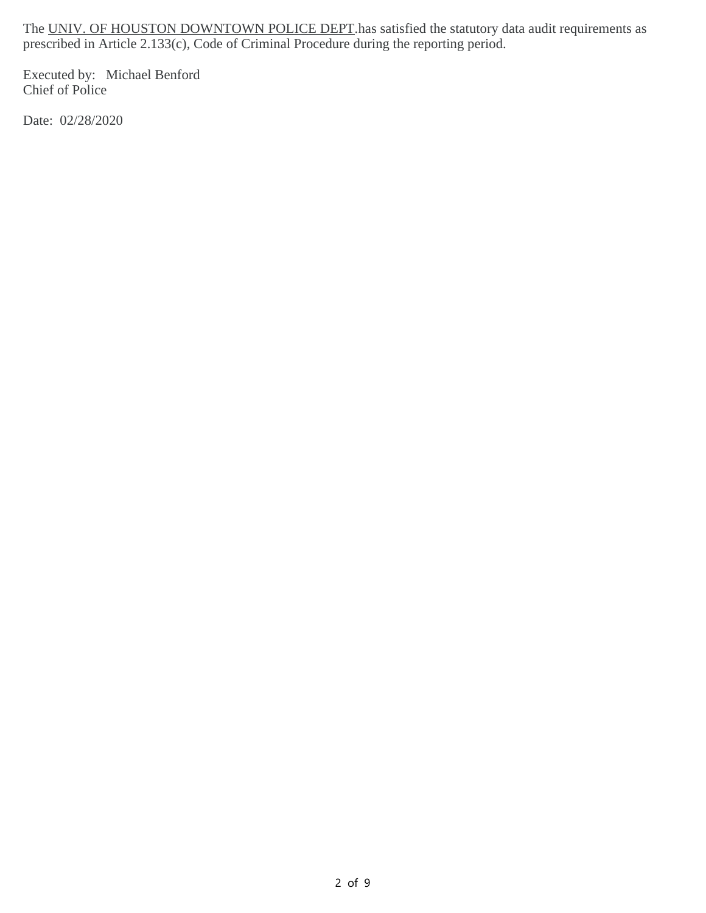The UNIV. OF HOUSTON DOWNTOWN POLICE DEPT.has satisfied the statutory data audit requirements as prescribed in Article 2.133(c), Code of Criminal Procedure during the reporting period.

Executed by: Michael Benford
Chief of Police

Date: 02/28/2020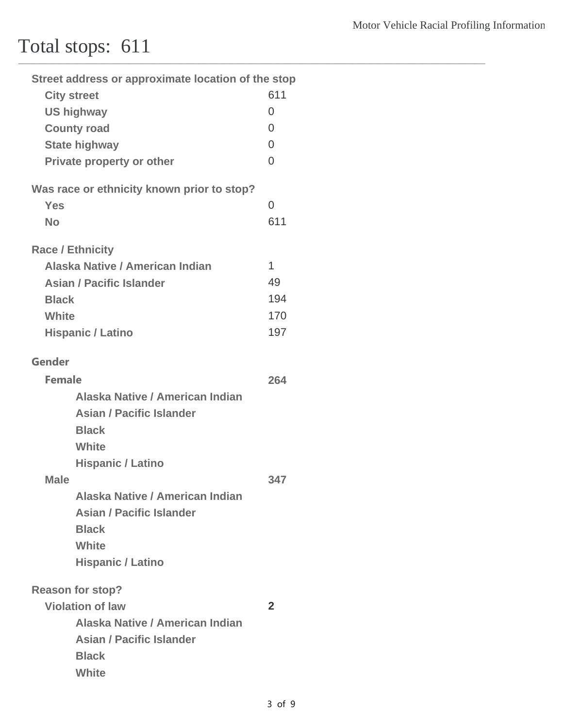# Total stops: 611

**Street address or approximate location of the stop**

| | |
|---|---|
| **City street** | 611 |
| **US highway** | 0 |
| **County road** | 0 |
| **State highway** | 0 |
| **Private property or other** | 0 |

**Was race or ethnicity known prior to stop?**

| | |
|---|---|
| **Yes** | 0 |
| **No** | 611 |

**Race / Ethnicity**

| | |
|---|---|
| **Alaska Native / American Indian** | 1 |
| **Asian / Pacific Islander** | 49 |
| **Black** | 194 |
| **White** | 170 |
| **Hispanic / Latino** | 197 |

**Gender**

| | |
|---|---|
| **Female** | **264** |
| Alaska Native / American Indian | |
| Asian / Pacific Islander | |
| Black | |
| White | |
| Hispanic / Latino | |
| **Male** | **347** |
| Alaska Native / American Indian | |
| Asian / Pacific Islander | |
| Black | |
| White | |
| Hispanic / Latino | |

**Reason for stop?**

| | |
|---|---|
| **Violation of law** | **2** |
| Alaska Native / American Indian | |
| Asian / Pacific Islander | |
| Black | |
| White | |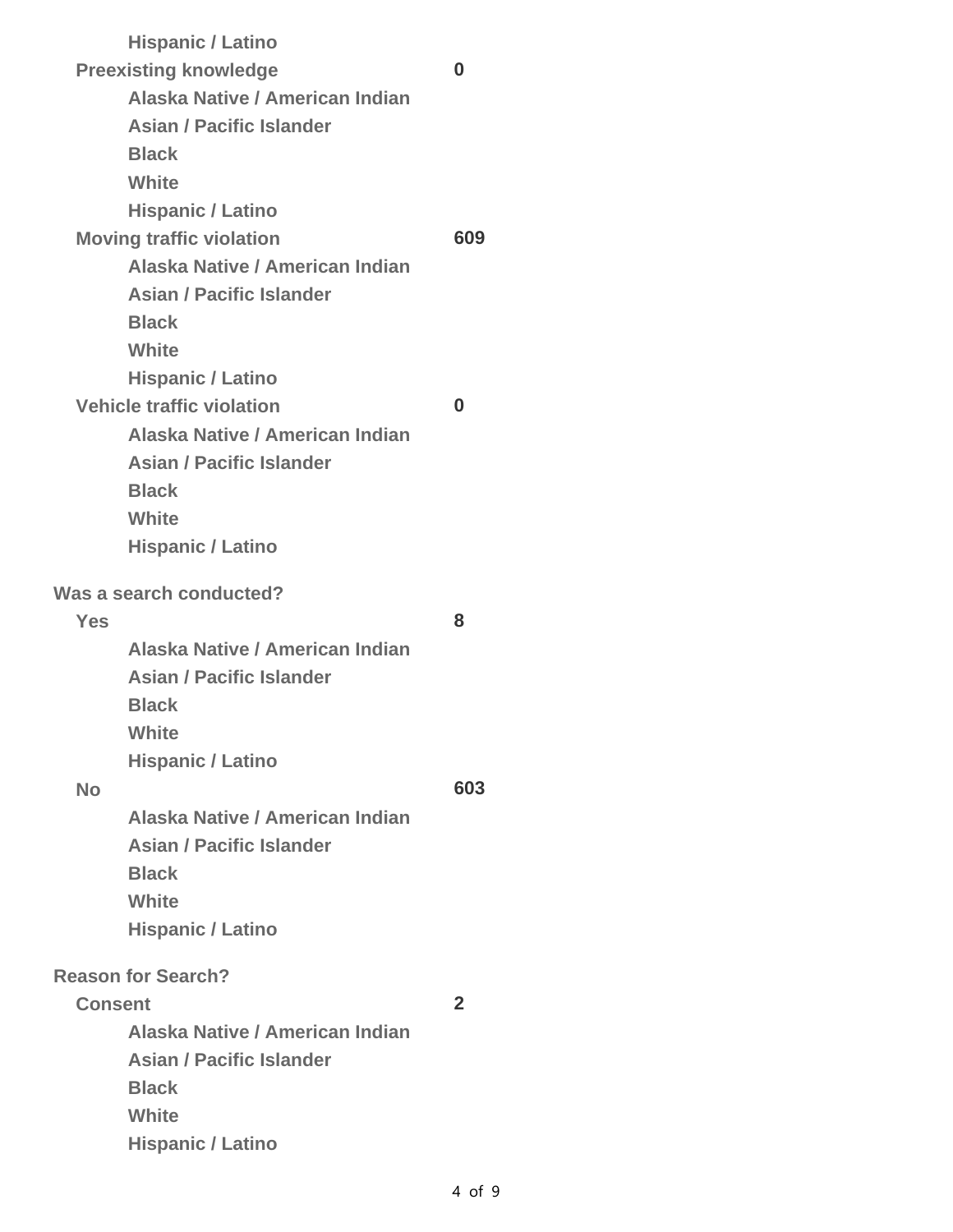| | |
|---|---|
| Hispanic / Latino | |
| **Preexisting knowledge** | **0** |
| Alaska Native / American Indian | |
| Asian / Pacific Islander | |
| Black | |
| White | |
| Hispanic / Latino | |
| **Moving traffic violation** | **609** |
| Alaska Native / American Indian | |
| Asian / Pacific Islander | |
| Black | |
| White | |
| Hispanic / Latino | |
| **Vehicle traffic violation** | **0** |
| Alaska Native / American Indian | |
| Asian / Pacific Islander | |
| Black | |
| White | |
| Hispanic / Latino | |

**Was a search conducted?**

| | |
|---|---|
| **Yes** | **8** |
| Alaska Native / American Indian | |
| Asian / Pacific Islander | |
| Black | |
| White | |
| Hispanic / Latino | |
| **No** | **603** |
| Alaska Native / American Indian | |
| Asian / Pacific Islander | |
| Black | |
| White | |
| Hispanic / Latino | |

**Reason for Search?**

| | |
|---|---|
| **Consent** | **2** |
| Alaska Native / American Indian | |
| Asian / Pacific Islander | |
| Black | |
| White | |
| Hispanic / Latino | |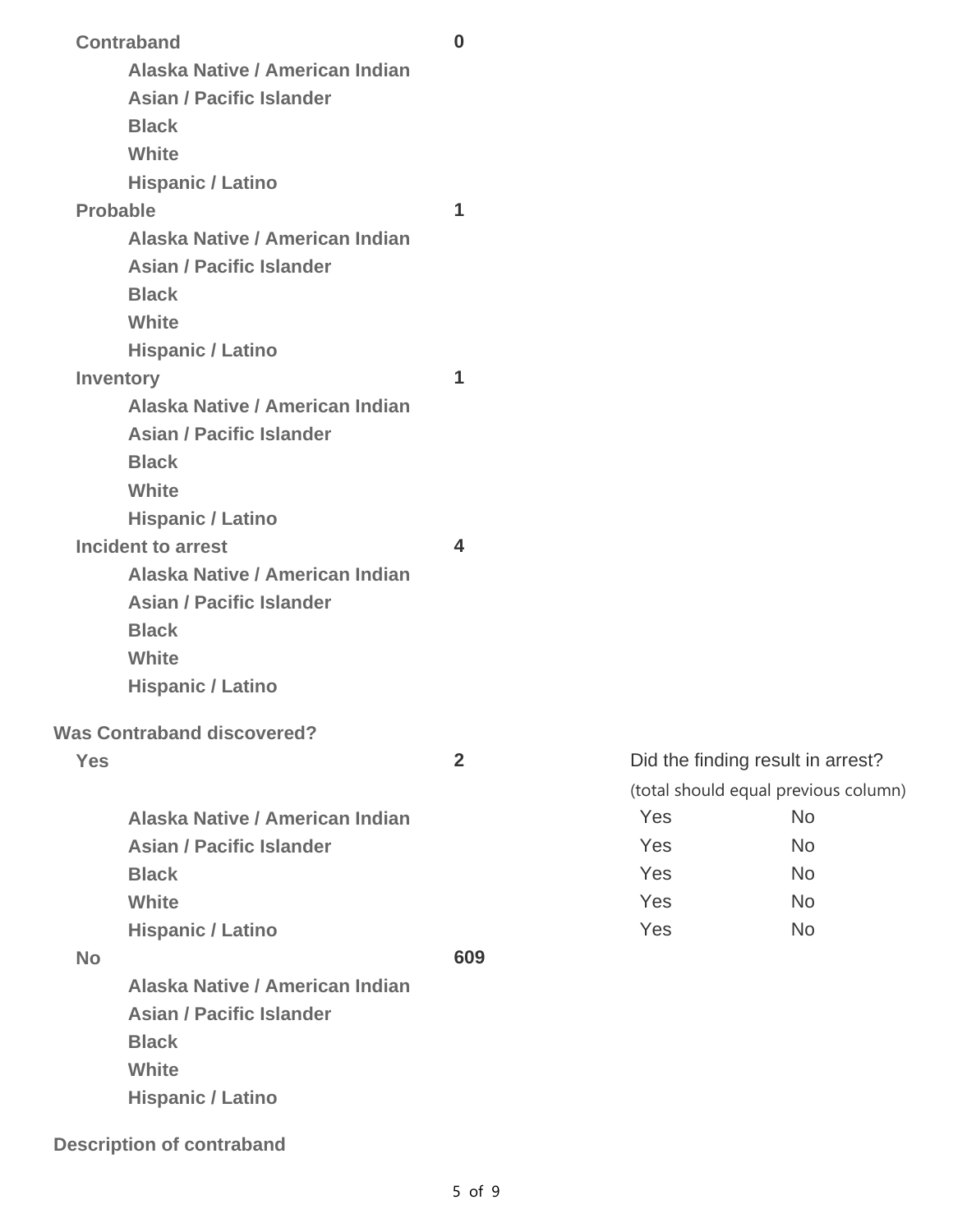| | | | |
|---|---|---|---|
| **Contraband** | **0** | | |
| Alaska Native / American Indian | | | |
| Asian / Pacific Islander | | | |
| Black | | | |
| White | | | |
| Hispanic / Latino | | | |
| **Probable** | **1** | | |
| Alaska Native / American Indian | | | |
| Asian / Pacific Islander | | | |
| Black | | | |
| White | | | |
| Hispanic / Latino | | | |
| **Inventory** | **1** | | |
| Alaska Native / American Indian | | | |
| Asian / Pacific Islander | | | |
| Black | | | |
| White | | | |
| Hispanic / Latino | | | |
| **Incident to arrest** | **4** | | |
| Alaska Native / American Indian | | | |
| Asian / Pacific Islander | | | |
| Black | | | |
| White | | | |
| Hispanic / Latino | | | |

**Was Contraband discovered?**

| | | Did the finding result in arrest? (total should equal previous column) | |
|---|---|---|---|
| **Yes** | **2** | | |
| Alaska Native / American Indian | | Yes | No |
| Asian / Pacific Islander | | Yes | No |
| Black | | Yes | No |
| White | | Yes | No |
| Hispanic / Latino | | Yes | No |
| **No** | **609** | | |
| Alaska Native / American Indian | | | |
| Asian / Pacific Islander | | | |
| Black | | | |
| White | | | |
| Hispanic / Latino | | | |

**Description of contraband**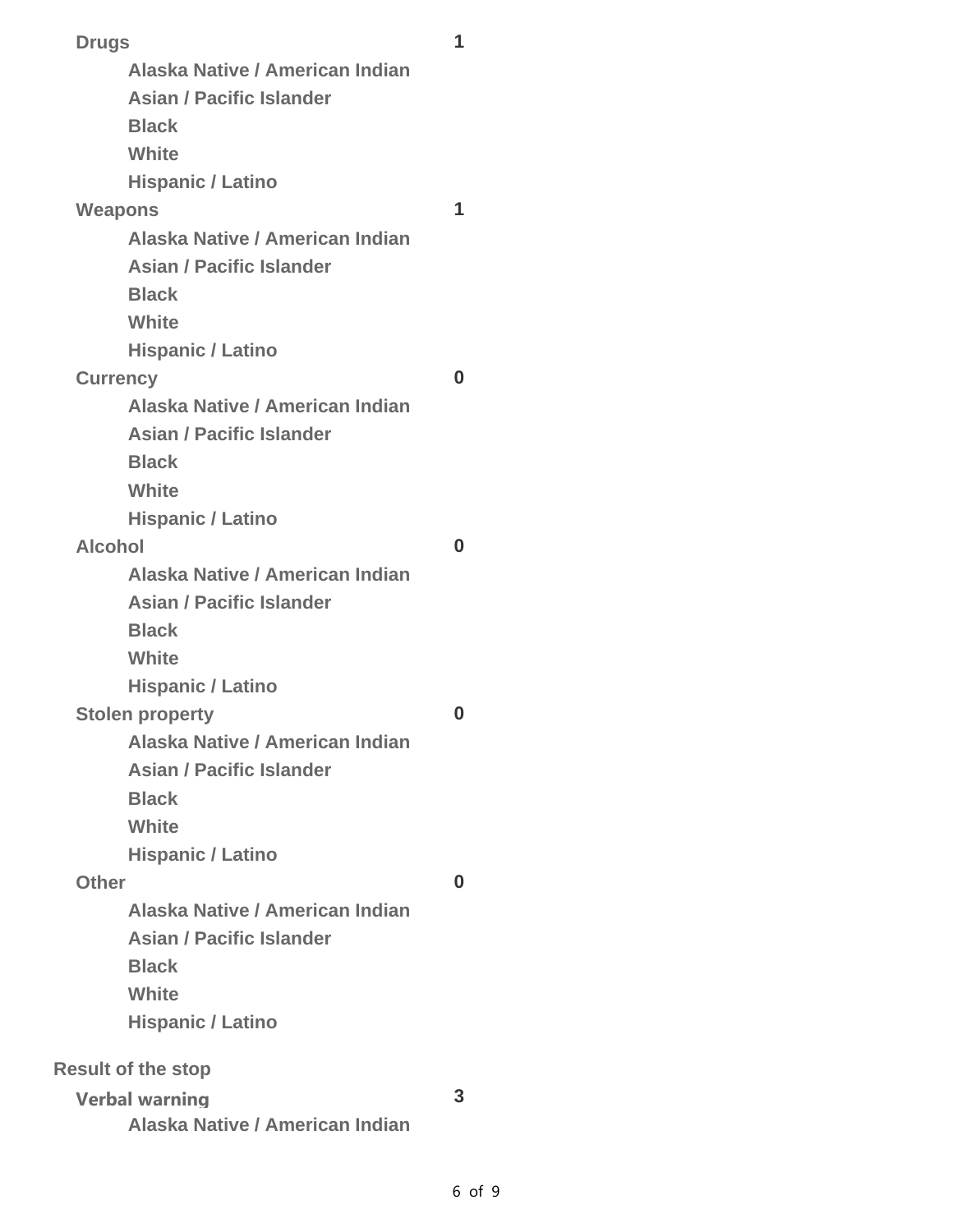| | |
|---|---|
| **Drugs** | **1** |
| Alaska Native / American Indian | |
| Asian / Pacific Islander | |
| Black | |
| White | |
| Hispanic / Latino | |
| **Weapons** | **1** |
| Alaska Native / American Indian | |
| Asian / Pacific Islander | |
| Black | |
| White | |
| Hispanic / Latino | |
| **Currency** | **0** |
| Alaska Native / American Indian | |
| Asian / Pacific Islander | |
| Black | |
| White | |
| Hispanic / Latino | |
| **Alcohol** | **0** |
| Alaska Native / American Indian | |
| Asian / Pacific Islander | |
| Black | |
| White | |
| Hispanic / Latino | |
| **Stolen property** | **0** |
| Alaska Native / American Indian | |
| Asian / Pacific Islander | |
| Black | |
| White | |
| Hispanic / Latino | |
| **Other** | **0** |
| Alaska Native / American Indian | |
| Asian / Pacific Islander | |
| Black | |
| White | |
| Hispanic / Latino | |

**Result of the stop**

| | |
|---|---|
| **Verbal warning** | **3** |
| Alaska Native / American Indian | |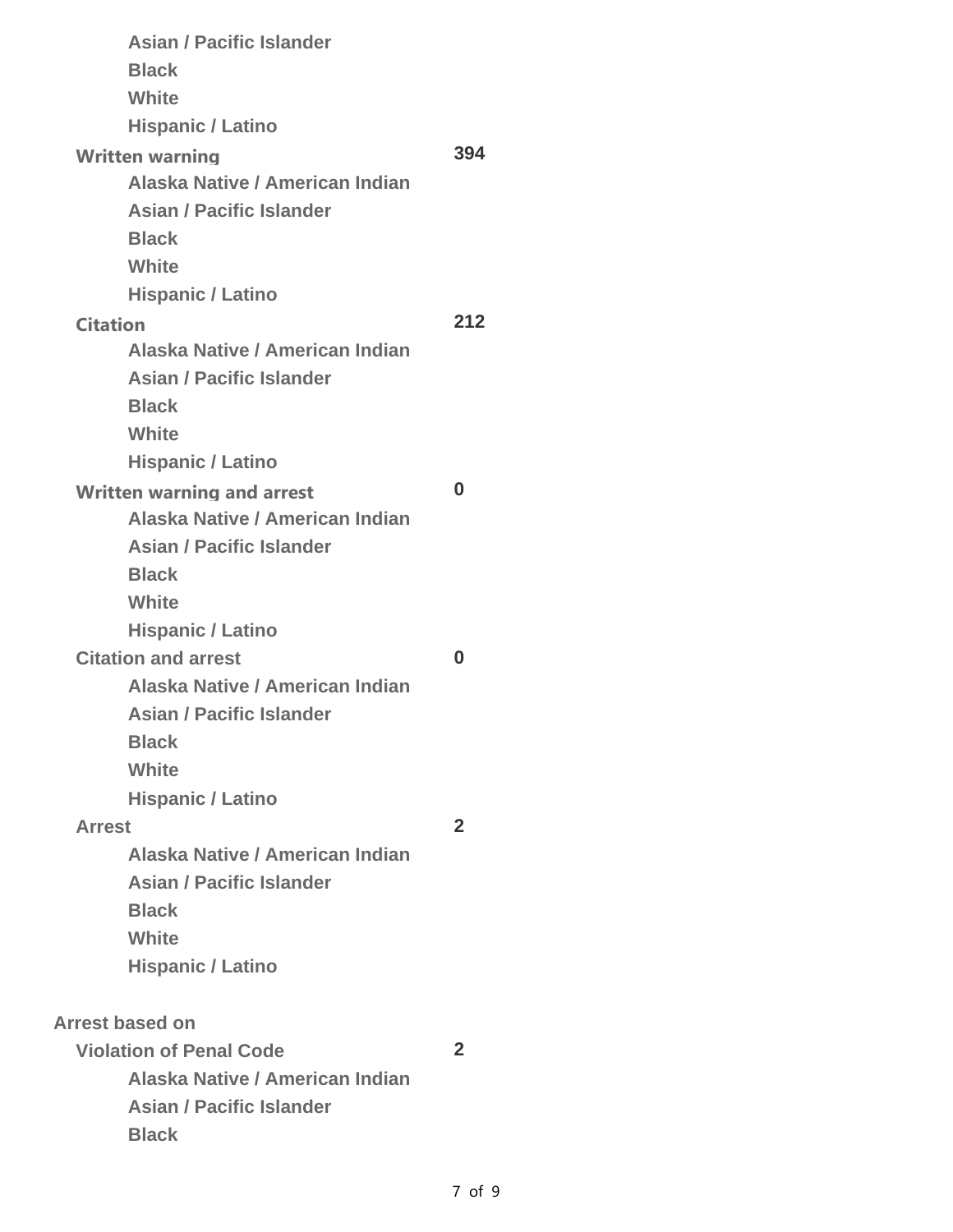| | |
|---|---|
| Asian / Pacific Islander | |
| Black | |
| White | |
| Hispanic / Latino | |
| **Written warning** | **394** |
| Alaska Native / American Indian | |
| Asian / Pacific Islander | |
| Black | |
| White | |
| Hispanic / Latino | |
| **Citation** | **212** |
| Alaska Native / American Indian | |
| Asian / Pacific Islander | |
| Black | |
| White | |
| Hispanic / Latino | |
| **Written warning and arrest** | **0** |
| Alaska Native / American Indian | |
| Asian / Pacific Islander | |
| Black | |
| White | |
| Hispanic / Latino | |
| **Citation and arrest** | **0** |
| Alaska Native / American Indian | |
| Asian / Pacific Islander | |
| Black | |
| White | |
| Hispanic / Latino | |
| **Arrest** | **2** |
| Alaska Native / American Indian | |
| Asian / Pacific Islander | |
| Black | |
| White | |
| Hispanic / Latino | |

**Arrest based on**

| | |
|---|---|
| **Violation of Penal Code** | **2** |
| Alaska Native / American Indian | |
| Asian / Pacific Islander | |
| Black | |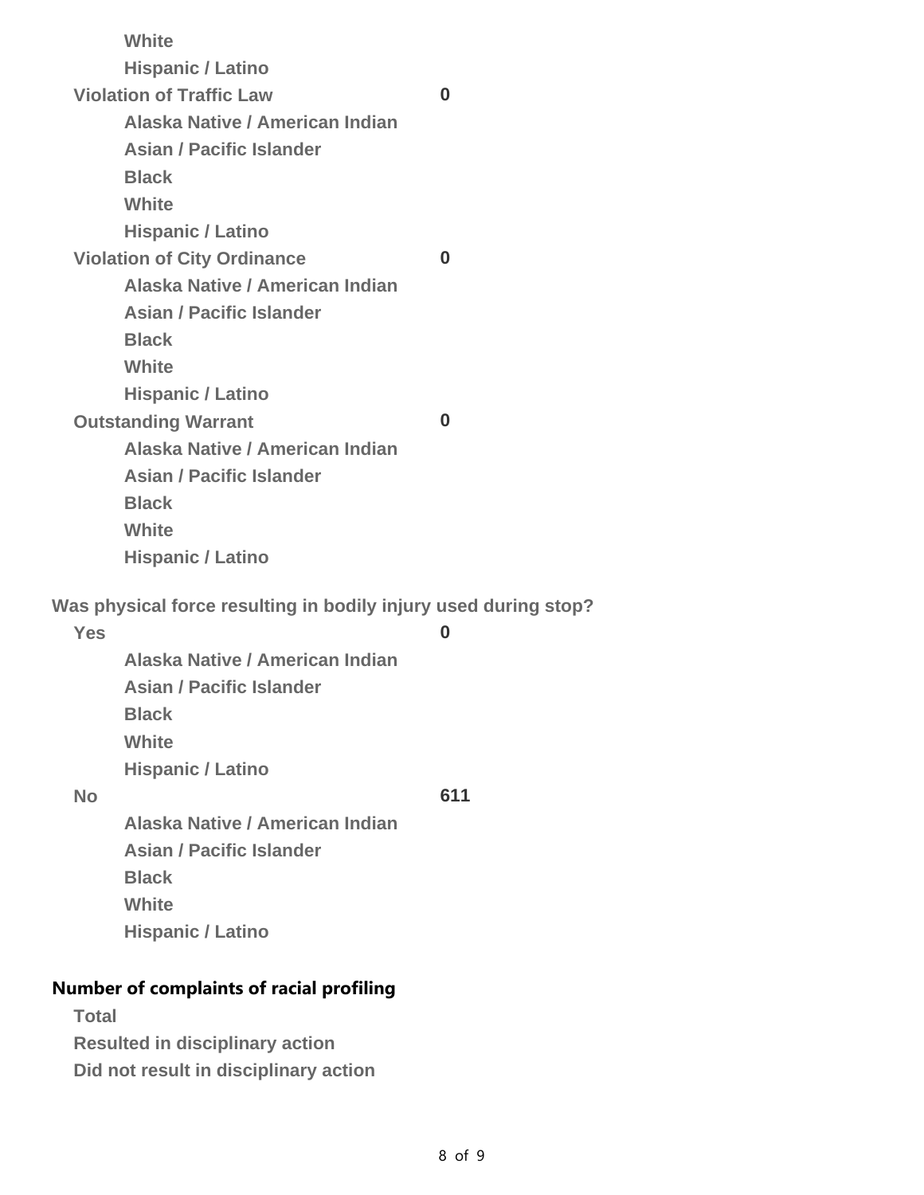| | |
|---|---|
| White | |
| Hispanic / Latino | |
| **Violation of Traffic Law** | **0** |
| Alaska Native / American Indian | |
| Asian / Pacific Islander | |
| Black | |
| White | |
| Hispanic / Latino | |
| **Violation of City Ordinance** | **0** |
| Alaska Native / American Indian | |
| Asian / Pacific Islander | |
| Black | |
| White | |
| Hispanic / Latino | |
| **Outstanding Warrant** | **0** |
| Alaska Native / American Indian | |
| Asian / Pacific Islander | |
| Black | |
| White | |
| Hispanic / Latino | |

**Was physical force resulting in bodily injury used during stop?**

| | |
|---|---|
| **Yes** | **0** |
| Alaska Native / American Indian | |
| Asian / Pacific Islander | |
| Black | |
| White | |
| Hispanic / Latino | |
| **No** | **611** |
| Alaska Native / American Indian | |
| Asian / Pacific Islander | |
| Black | |
| White | |
| Hispanic / Latino | |

**Number of complaints of racial profiling**

| | |
|---|---|
| Total | |
| Resulted in disciplinary action | |
| Did not result in disciplinary action | |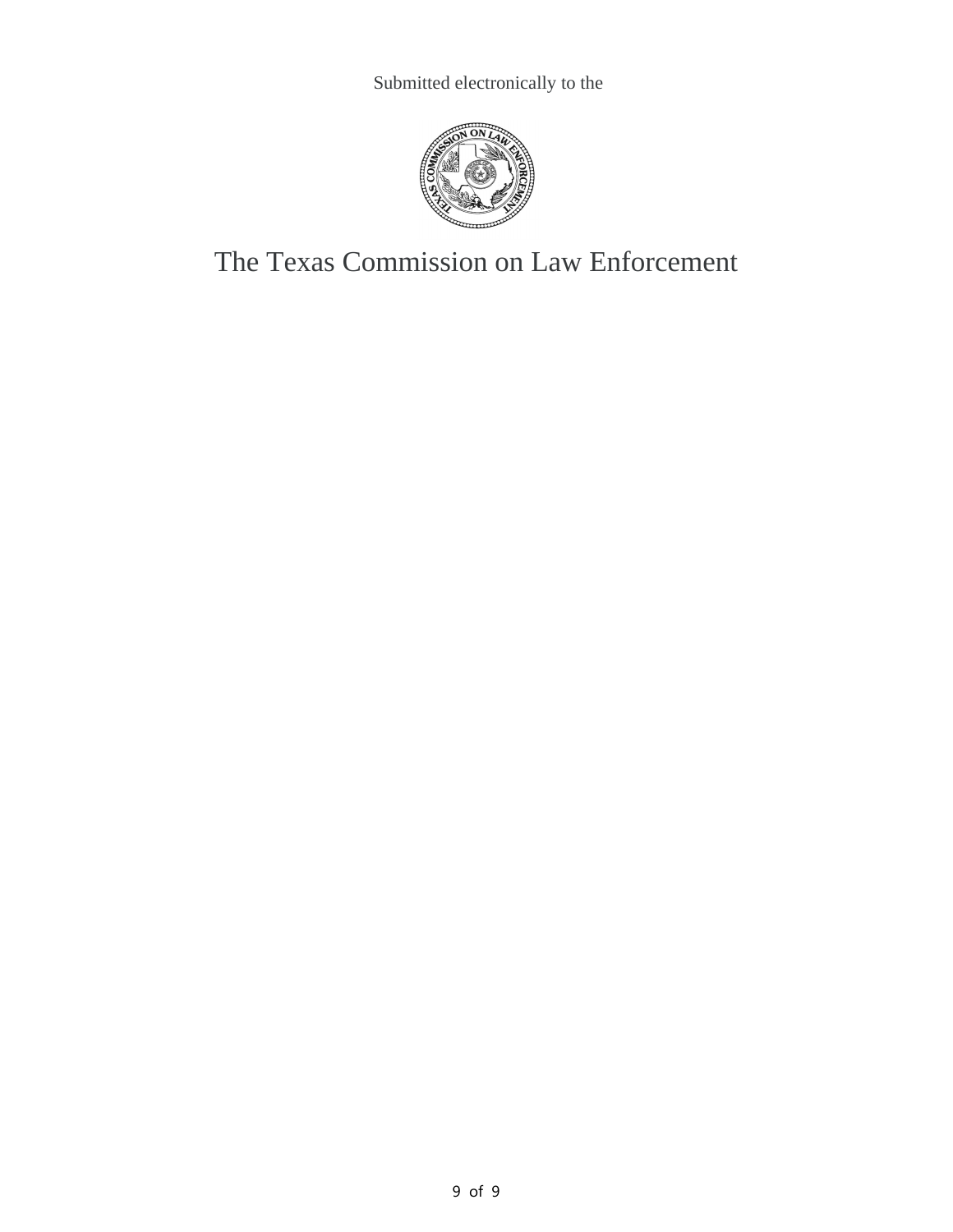Submitted electronically to the

The Texas Commission on Law Enforcement